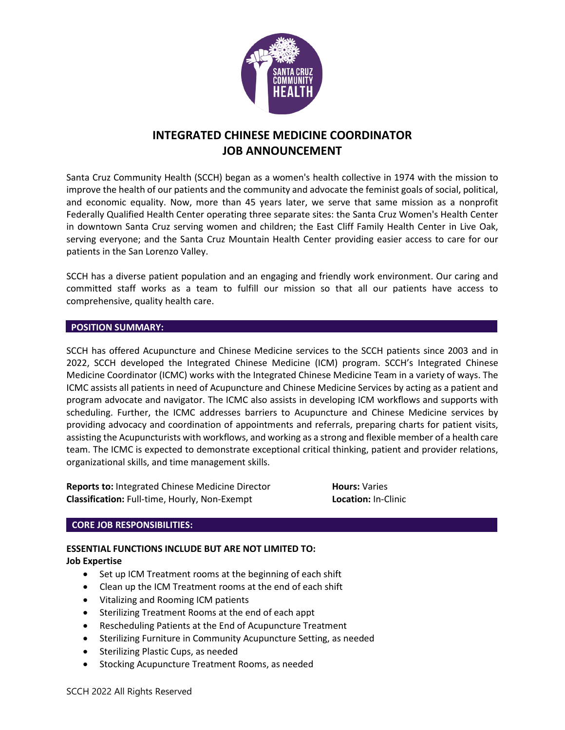# INTEGRATED CHINESE MEDICINE COORDINATOR
# JOB ANNOUNCEMENT

Santa Cruz Community Health (SCCH) began as a women's health collective in 1974 with the mission to improve the health of our patients and the community and advocate the feminist goals of social, political, and economic equality. Now, more than 45 years later, we serve that same mission as a nonprofit Federally Qualified Health Center operating three separate sites: the Santa Cruz Women's Health Center in downtown Santa Cruz serving women and children; the East Cliff Family Health Center in Live Oak, serving everyone; and the Santa Cruz Mountain Health Center providing easier access to care for our patients in the San Lorenzo Valley.

SCCH has a diverse patient population and an engaging and friendly work environment. Our caring and committed staff works as a team to fulfill our mission so that all our patients have access to comprehensive, quality health care.

## POSITION SUMMARY:

SCCH has offered Acupuncture and Chinese Medicine services to the SCCH patients since 2003 and in 2022, SCCH developed the Integrated Chinese Medicine (ICM) program. SCCH's Integrated Chinese Medicine Coordinator (ICMC) works with the Integrated Chinese Medicine Team in a variety of ways. The ICMC assists all patients in need of Acupuncture and Chinese Medicine Services by acting as a patient and program advocate and navigator. The ICMC also assists in developing ICM workflows and supports with scheduling. Further, the ICMC addresses barriers to Acupuncture and Chinese Medicine services by providing advocacy and coordination of appointments and referrals, preparing charts for patient visits, assisting the Acupuncturists with workflows, and working as a strong and flexible member of a health care team. The ICMC is expected to demonstrate exceptional critical thinking, patient and provider relations, organizational skills, and time management skills.

**Reports to:** Integrated Chinese Medicine Director
**Classification:** Full-time, Hourly, Non-Exempt
**Hours:** Varies
**Location:** In-Clinic

## CORE JOB RESPONSIBILITIES:

**ESSENTIAL FUNCTIONS INCLUDE BUT ARE NOT LIMITED TO:**

**Job Expertise**

- Set up ICM Treatment rooms at the beginning of each shift
- Clean up the ICM Treatment rooms at the end of each shift
- Vitalizing and Rooming ICM patients
- Sterilizing Treatment Rooms at the end of each appt
- Rescheduling Patients at the End of Acupuncture Treatment
- Sterilizing Furniture in Community Acupuncture Setting, as needed
- Sterilizing Plastic Cups, as needed
- Stocking Acupuncture Treatment Rooms, as needed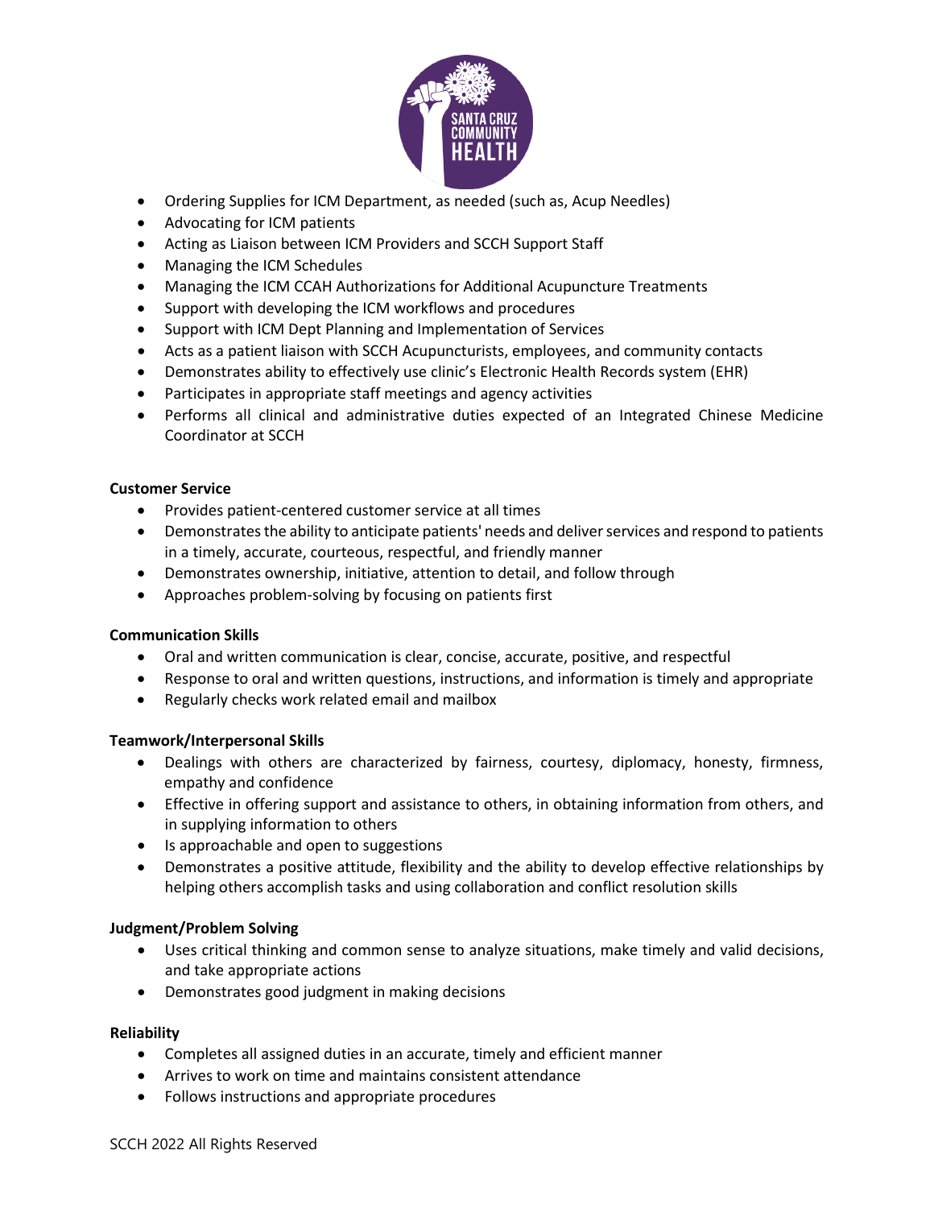- Ordering Supplies for ICM Department, as needed (such as, Acup Needles)
- Advocating for ICM patients
- Acting as Liaison between ICM Providers and SCCH Support Staff
- Managing the ICM Schedules
- Managing the ICM CCAH Authorizations for Additional Acupuncture Treatments
- Support with developing the ICM workflows and procedures
- Support with ICM Dept Planning and Implementation of Services
- Acts as a patient liaison with SCCH Acupuncturists, employees, and community contacts
- Demonstrates ability to effectively use clinic's Electronic Health Records system (EHR)
- Participates in appropriate staff meetings and agency activities
- Performs all clinical and administrative duties expected of an Integrated Chinese Medicine Coordinator at SCCH

**Customer Service**

- Provides patient-centered customer service at all times
- Demonstrates the ability to anticipate patients' needs and deliver services and respond to patients in a timely, accurate, courteous, respectful, and friendly manner
- Demonstrates ownership, initiative, attention to detail, and follow through
- Approaches problem-solving by focusing on patients first

**Communication Skills**

- Oral and written communication is clear, concise, accurate, positive, and respectful
- Response to oral and written questions, instructions, and information is timely and appropriate
- Regularly checks work related email and mailbox

**Teamwork/Interpersonal Skills**

- Dealings with others are characterized by fairness, courtesy, diplomacy, honesty, firmness, empathy and confidence
- Effective in offering support and assistance to others, in obtaining information from others, and in supplying information to others
- Is approachable and open to suggestions
- Demonstrates a positive attitude, flexibility and the ability to develop effective relationships by helping others accomplish tasks and using collaboration and conflict resolution skills

**Judgment/Problem Solving**

- Uses critical thinking and common sense to analyze situations, make timely and valid decisions, and take appropriate actions
- Demonstrates good judgment in making decisions

**Reliability**

- Completes all assigned duties in an accurate, timely and efficient manner
- Arrives to work on time and maintains consistent attendance
- Follows instructions and appropriate procedures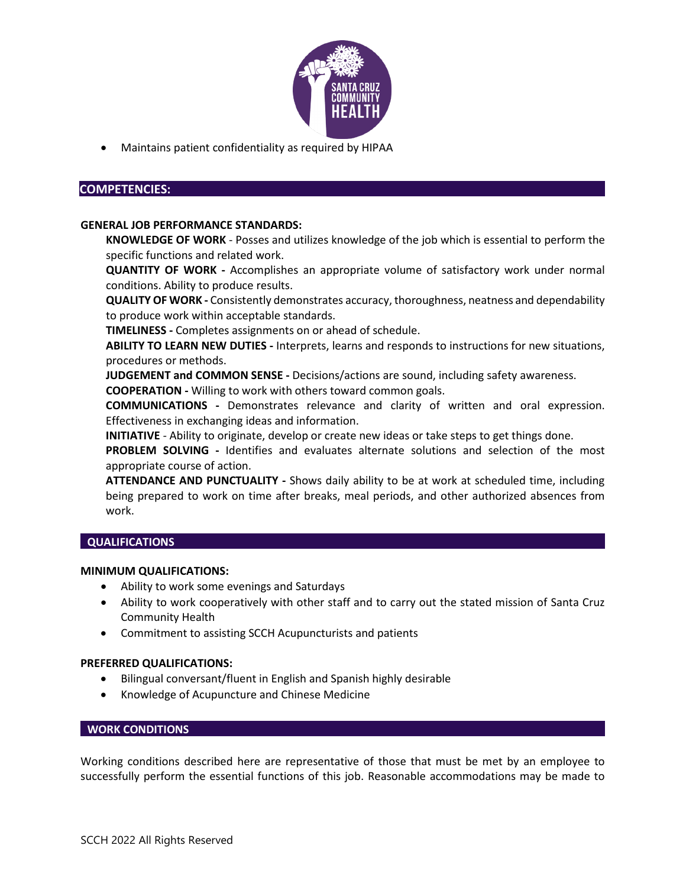- Maintains patient confidentiality as required by HIPAA

## COMPETENCIES:

**GENERAL JOB PERFORMANCE STANDARDS:**

**KNOWLEDGE OF WORK** - Posses and utilizes knowledge of the job which is essential to perform the specific functions and related work.

**QUANTITY OF WORK -** Accomplishes an appropriate volume of satisfactory work under normal conditions. Ability to produce results.

**QUALITY OF WORK -** Consistently demonstrates accuracy, thoroughness, neatness and dependability to produce work within acceptable standards.

**TIMELINESS -** Completes assignments on or ahead of schedule.

**ABILITY TO LEARN NEW DUTIES -** Interprets, learns and responds to instructions for new situations, procedures or methods.

**JUDGEMENT and COMMON SENSE -** Decisions/actions are sound, including safety awareness.

**COOPERATION -** Willing to work with others toward common goals.

**COMMUNICATIONS -** Demonstrates relevance and clarity of written and oral expression. Effectiveness in exchanging ideas and information.

**INITIATIVE** - Ability to originate, develop or create new ideas or take steps to get things done.

**PROBLEM SOLVING -** Identifies and evaluates alternate solutions and selection of the most appropriate course of action.

**ATTENDANCE AND PUNCTUALITY -** Shows daily ability to be at work at scheduled time, including being prepared to work on time after breaks, meal periods, and other authorized absences from work.

## QUALIFICATIONS

**MINIMUM QUALIFICATIONS:**

- Ability to work some evenings and Saturdays
- Ability to work cooperatively with other staff and to carry out the stated mission of Santa Cruz Community Health
- Commitment to assisting SCCH Acupuncturists and patients

**PREFERRED QUALIFICATIONS:**

- Bilingual conversant/fluent in English and Spanish highly desirable
- Knowledge of Acupuncture and Chinese Medicine

## WORK CONDITIONS

Working conditions described here are representative of those that must be met by an employee to successfully perform the essential functions of this job. Reasonable accommodations may be made to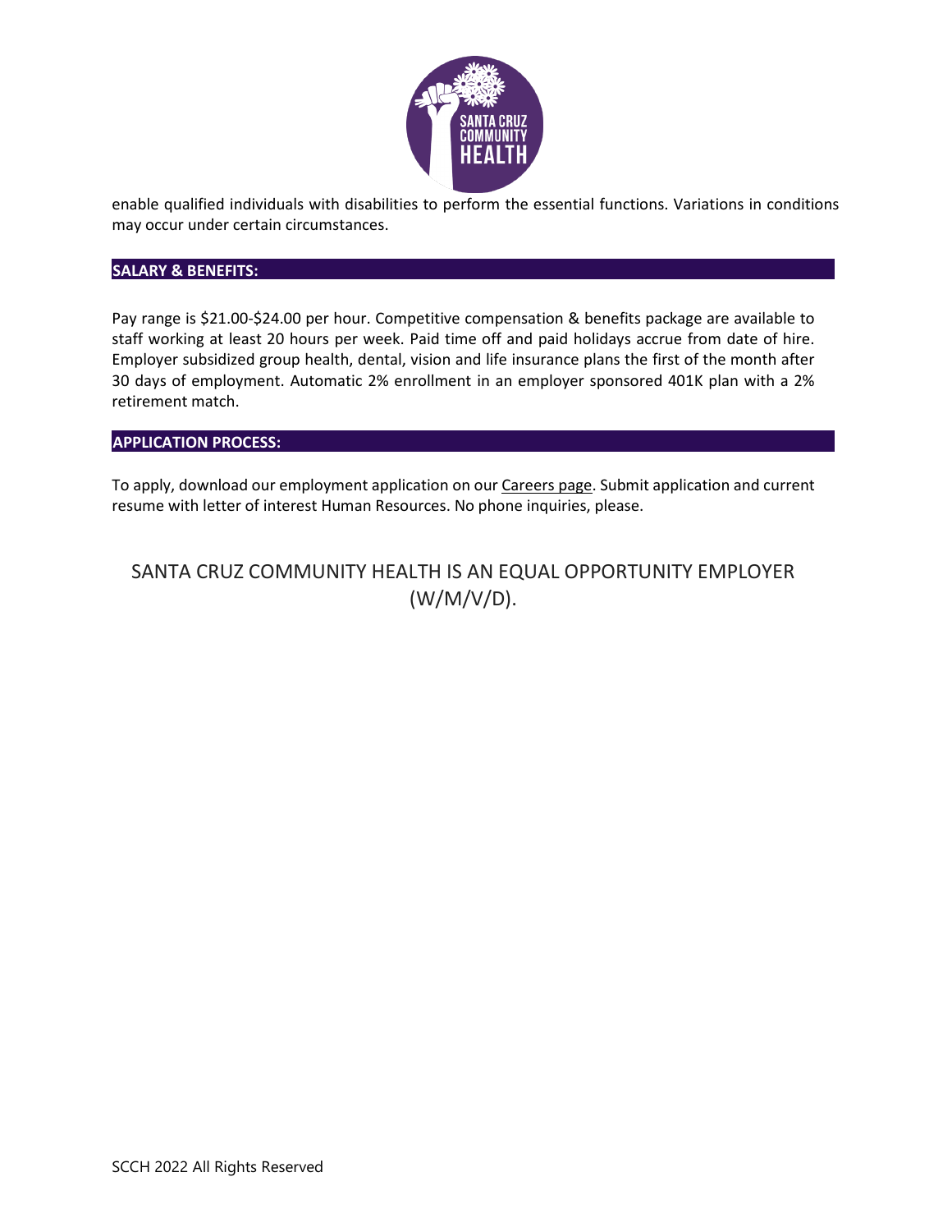enable qualified individuals with disabilities to perform the essential functions. Variations in conditions may occur under certain circumstances.

## SALARY & BENEFITS:

Pay range is $21.00-$24.00 per hour. Competitive compensation & benefits package are available to staff working at least 20 hours per week. Paid time off and paid holidays accrue from date of hire. Employer subsidized group health, dental, vision and life insurance plans the first of the month after 30 days of employment. Automatic 2% enrollment in an employer sponsored 401K plan with a 2% retirement match.

## APPLICATION PROCESS:

To apply, download our employment application on our Careers page. Submit application and current resume with letter of interest Human Resources. No phone inquiries, please.

SANTA CRUZ COMMUNITY HEALTH IS AN EQUAL OPPORTUNITY EMPLOYER (W/M/V/D).

SCCH 2022 All Rights Reserved